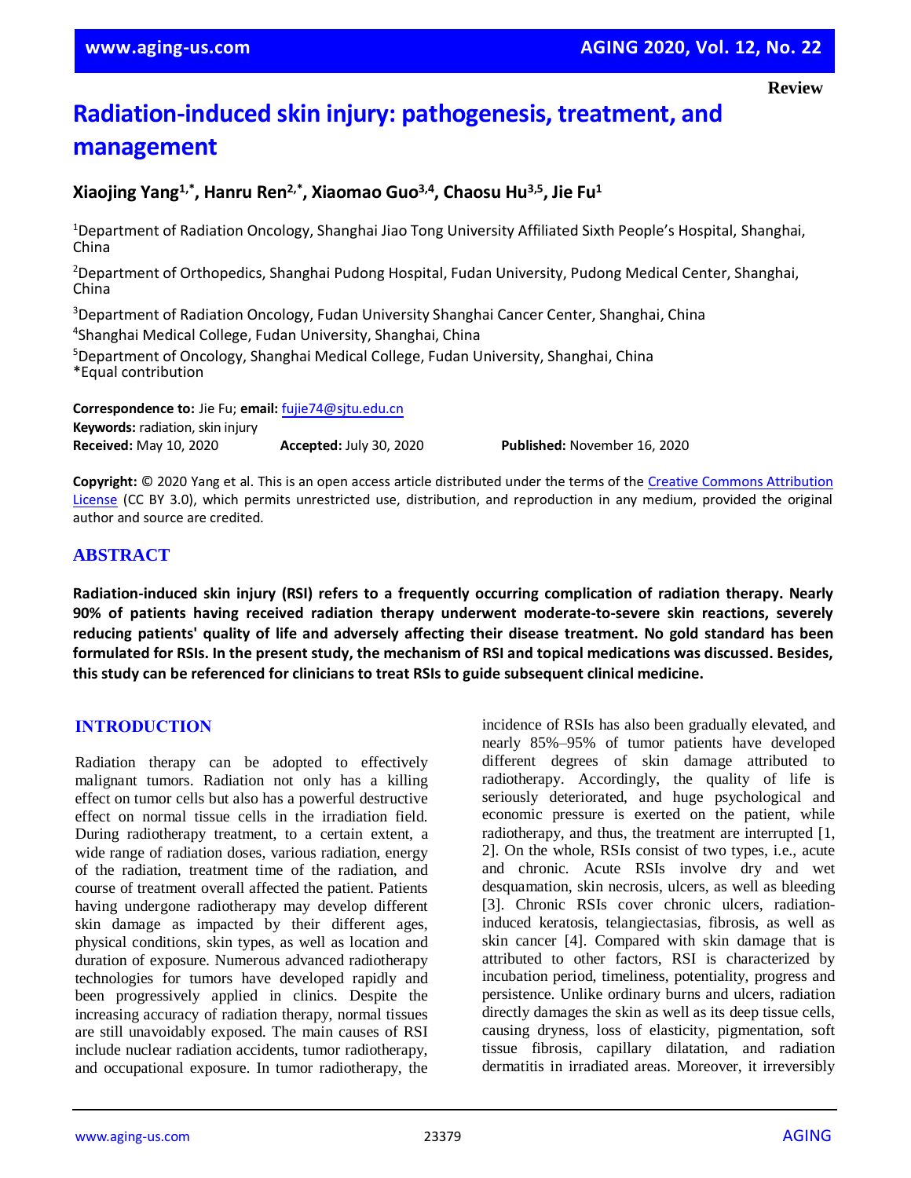Review

# Radiation-induced skin injury: pathogenesis, treatment, and management

**Xiaojing Yang[1,*], Hanru Ren[2,*], Xiaomao Guo[3,4], Chaosu Hu[3,5], Jie Fu[1]**

[1]Department of Radiation Oncology, Shanghai Jiao Tong University Affiliated Sixth People's Hospital, Shanghai, China

[2]Department of Orthopedics, Shanghai Pudong Hospital, Fudan University, Pudong Medical Center, Shanghai, China

[3]Department of Radiation Oncology, Fudan University Shanghai Cancer Center, Shanghai, China

[4]Shanghai Medical College, Fudan University, Shanghai, China

[5]Department of Oncology, Shanghai Medical College, Fudan University, Shanghai, China

*Equal contribution

**Correspondence to:** Jie Fu; **email:** fujie74@sjtu.edu.cn
**Keywords:** radiation, skin injury
**Received:** May 10, 2020 **Accepted:** July 30, 2020 **Published:** November 16, 2020

**Copyright:** © 2020 Yang et al. This is an open access article distributed under the terms of the Creative Commons Attribution License (CC BY 3.0), which permits unrestricted use, distribution, and reproduction in any medium, provided the original author and source are credited.

## ABSTRACT

**Radiation-induced skin injury (RSI) refers to a frequently occurring complication of radiation therapy. Nearly 90% of patients having received radiation therapy underwent moderate-to-severe skin reactions, severely reducing patients' quality of life and adversely affecting their disease treatment. No gold standard has been formulated for RSIs. In the present study, the mechanism of RSI and topical medications was discussed. Besides, this study can be referenced for clinicians to treat RSIs to guide subsequent clinical medicine.**

## INTRODUCTION

Radiation therapy can be adopted to effectively malignant tumors. Radiation not only has a killing effect on tumor cells but also has a powerful destructive effect on normal tissue cells in the irradiation field. During radiotherapy treatment, to a certain extent, a wide range of radiation doses, various radiation, energy of the radiation, treatment time of the radiation, and course of treatment overall affected the patient. Patients having undergone radiotherapy may develop different skin damage as impacted by their different ages, physical conditions, skin types, as well as location and duration of exposure. Numerous advanced radiotherapy technologies for tumors have developed rapidly and been progressively applied in clinics. Despite the increasing accuracy of radiation therapy, normal tissues are still unavoidably exposed. The main causes of RSI include nuclear radiation accidents, tumor radiotherapy, and occupational exposure. In tumor radiotherapy, the incidence of RSIs has also been gradually elevated, and nearly 85%–95% of tumor patients have developed different degrees of skin damage attributed to radiotherapy. Accordingly, the quality of life is seriously deteriorated, and huge psychological and economic pressure is exerted on the patient, while radiotherapy, and thus, the treatment are interrupted [1, 2]. On the whole, RSIs consist of two types, i.e., acute and chronic. Acute RSIs involve dry and wet desquamation, skin necrosis, ulcers, as well as bleeding [3]. Chronic RSIs cover chronic ulcers, radiation-induced keratosis, telangiectasias, fibrosis, as well as skin cancer [4]. Compared with skin damage that is attributed to other factors, RSI is characterized by incubation period, timeliness, potentiality, progress and persistence. Unlike ordinary burns and ulcers, radiation directly damages the skin as well as its deep tissue cells, causing dryness, loss of elasticity, pigmentation, soft tissue fibrosis, capillary dilatation, and radiation dermatitis in irradiated areas. Moreover, it irreversibly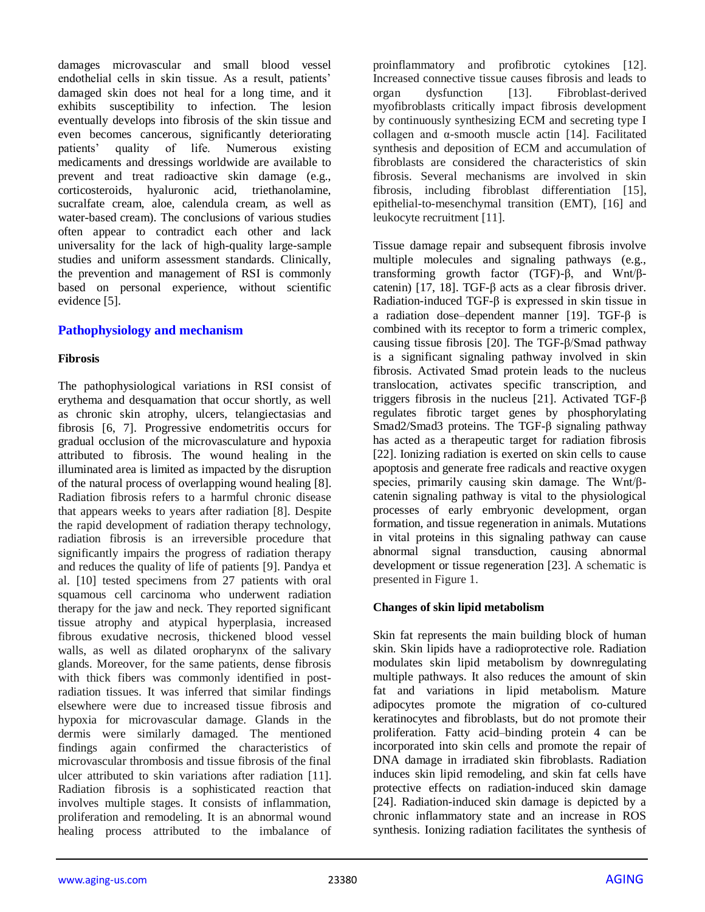damages microvascular and small blood vessel endothelial cells in skin tissue. As a result, patients' damaged skin does not heal for a long time, and it exhibits susceptibility to infection. The lesion eventually develops into fibrosis of the skin tissue and even becomes cancerous, significantly deteriorating patients' quality of life. Numerous existing medicaments and dressings worldwide are available to prevent and treat radioactive skin damage (e.g., corticosteroids, hyaluronic acid, triethanolamine, sucralfate cream, aloe, calendula cream, as well as water-based cream). The conclusions of various studies often appear to contradict each other and lack universality for the lack of high-quality large-sample studies and uniform assessment standards. Clinically, the prevention and management of RSI is commonly based on personal experience, without scientific evidence [5].

## Pathophysiology and mechanism

### Fibrosis

The pathophysiological variations in RSI consist of erythema and desquamation that occur shortly, as well as chronic skin atrophy, ulcers, telangiectasias and fibrosis [6, 7]. Progressive endometritis occurs for gradual occlusion of the microvasculature and hypoxia attributed to fibrosis. The wound healing in the illuminated area is limited as impacted by the disruption of the natural process of overlapping wound healing [8]. Radiation fibrosis refers to a harmful chronic disease that appears weeks to years after radiation [8]. Despite the rapid development of radiation therapy technology, radiation fibrosis is an irreversible procedure that significantly impairs the progress of radiation therapy and reduces the quality of life of patients [9]. Pandya et al. [10] tested specimens from 27 patients with oral squamous cell carcinoma who underwent radiation therapy for the jaw and neck. They reported significant tissue atrophy and atypical hyperplasia, increased fibrous exudative necrosis, thickened blood vessel walls, as well as dilated oropharynx of the salivary glands. Moreover, for the same patients, dense fibrosis with thick fibers was commonly identified in post-radiation tissues. It was inferred that similar findings elsewhere were due to increased tissue fibrosis and hypoxia for microvascular damage. Glands in the dermis were similarly damaged. The mentioned findings again confirmed the characteristics of microvascular thrombosis and tissue fibrosis of the final ulcer attributed to skin variations after radiation [11]. Radiation fibrosis is a sophisticated reaction that involves multiple stages. It consists of inflammation, proliferation and remodeling. It is an abnormal wound healing process attributed to the imbalance of proinflammatory and profibrotic cytokines [12]. Increased connective tissue causes fibrosis and leads to organ dysfunction [13]. Fibroblast-derived myofibroblasts critically impact fibrosis development by continuously synthesizing ECM and secreting type I collagen and α-smooth muscle actin [14]. Facilitated synthesis and deposition of ECM and accumulation of fibroblasts are considered the characteristics of skin fibrosis. Several mechanisms are involved in skin fibrosis, including fibroblast differentiation [15], epithelial-to-mesenchymal transition (EMT), [16] and leukocyte recruitment [11].

Tissue damage repair and subsequent fibrosis involve multiple molecules and signaling pathways (e.g., transforming growth factor (TGF)-β, and Wnt/β-catenin) [17, 18]. TGF-β acts as a clear fibrosis driver. Radiation-induced TGF-β is expressed in skin tissue in a radiation dose–dependent manner [19]. TGF-β is combined with its receptor to form a trimeric complex, causing tissue fibrosis [20]. The TGF-β/Smad pathway is a significant signaling pathway involved in skin fibrosis. Activated Smad protein leads to the nucleus translocation, activates specific transcription, and triggers fibrosis in the nucleus [21]. Activated TGF-β regulates fibrotic target genes by phosphorylating Smad2/Smad3 proteins. The TGF-β signaling pathway has acted as a therapeutic target for radiation fibrosis [22]. Ionizing radiation is exerted on skin cells to cause apoptosis and generate free radicals and reactive oxygen species, primarily causing skin damage. The Wnt/β-catenin signaling pathway is vital to the physiological processes of early embryonic development, organ formation, and tissue regeneration in animals. Mutations in vital proteins in this signaling pathway can cause abnormal signal transduction, causing abnormal development or tissue regeneration [23]. A schematic is presented in Figure 1.

### Changes of skin lipid metabolism

Skin fat represents the main building block of human skin. Skin lipids have a radioprotective role. Radiation modulates skin lipid metabolism by downregulating multiple pathways. It also reduces the amount of skin fat and variations in lipid metabolism. Mature adipocytes promote the migration of co-cultured keratinocytes and fibroblasts, but do not promote their proliferation. Fatty acid–binding protein 4 can be incorporated into skin cells and promote the repair of DNA damage in irradiated skin fibroblasts. Radiation induces skin lipid remodeling, and skin fat cells have protective effects on radiation-induced skin damage [24]. Radiation-induced skin damage is depicted by a chronic inflammatory state and an increase in ROS synthesis. Ionizing radiation facilitates the synthesis of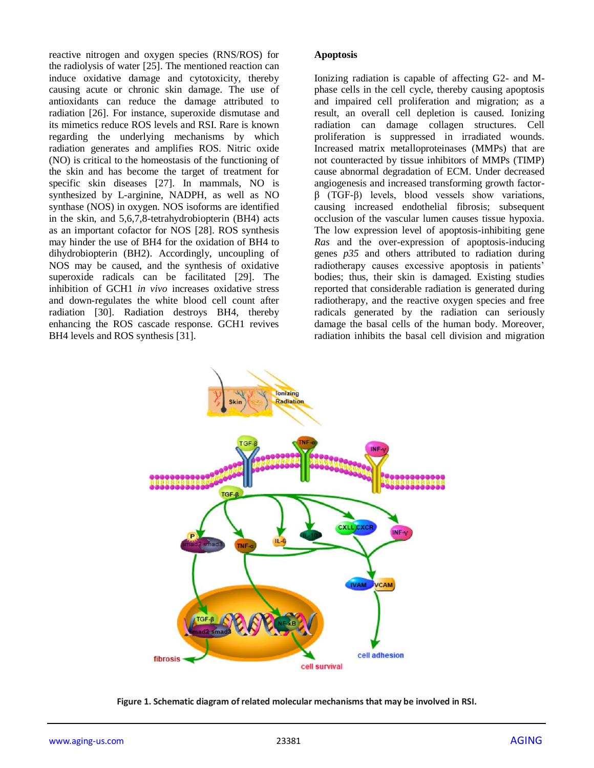reactive nitrogen and oxygen species (RNS/ROS) for the radiolysis of water [25]. The mentioned reaction can induce oxidative damage and cytotoxicity, thereby causing acute or chronic skin damage. The use of antioxidants can reduce the damage attributed to radiation [26]. For instance, superoxide dismutase and its mimetics reduce ROS levels and RSI. Rare is known regarding the underlying mechanisms by which radiation generates and amplifies ROS. Nitric oxide (NO) is critical to the homeostasis of the functioning of the skin and has become the target of treatment for specific skin diseases [27]. In mammals, NO is synthesized by L-arginine, NADPH, as well as NO synthase (NOS) in oxygen. NOS isoforms are identified in the skin, and 5,6,7,8-tetrahydrobiopterin (BH4) acts as an important cofactor for NOS [28]. ROS synthesis may hinder the use of BH4 for the oxidation of BH4 to dihydrobiopterin (BH2). Accordingly, uncoupling of NOS may be caused, and the synthesis of oxidative superoxide radicals can be facilitated [29]. The inhibition of GCH1 *in vivo* increases oxidative stress and down-regulates the white blood cell count after radiation [30]. Radiation destroys BH4, thereby enhancing the ROS cascade response. GCH1 revives BH4 levels and ROS synthesis [31].

**Apoptosis**

Ionizing radiation is capable of affecting G2- and M-phase cells in the cell cycle, thereby causing apoptosis and impaired cell proliferation and migration; as a result, an overall cell depletion is caused. Ionizing radiation can damage collagen structures. Cell proliferation is suppressed in irradiated wounds. Increased matrix metalloproteinases (MMPs) that are not counteracted by tissue inhibitors of MMPs (TIMP) cause abnormal degradation of ECM. Under decreased angiogenesis and increased transforming growth factor-β (TGF-β) levels, blood vessels show variations, causing increased endothelial fibrosis; subsequent occlusion of the vascular lumen causes tissue hypoxia. The low expression level of apoptosis-inhibiting gene *Ras* and the over-expression of apoptosis-inducing genes *p35* and others attributed to radiation during radiotherapy causes excessive apoptosis in patients' bodies; thus, their skin is damaged. Existing studies reported that considerable radiation is generated during radiotherapy, and the reactive oxygen species and free radicals generated by the radiation can seriously damage the basal cells of the human body. Moreover, radiation inhibits the basal cell division and migration

**Figure 1. Schematic diagram of related molecular mechanisms that may be involved in RSI.**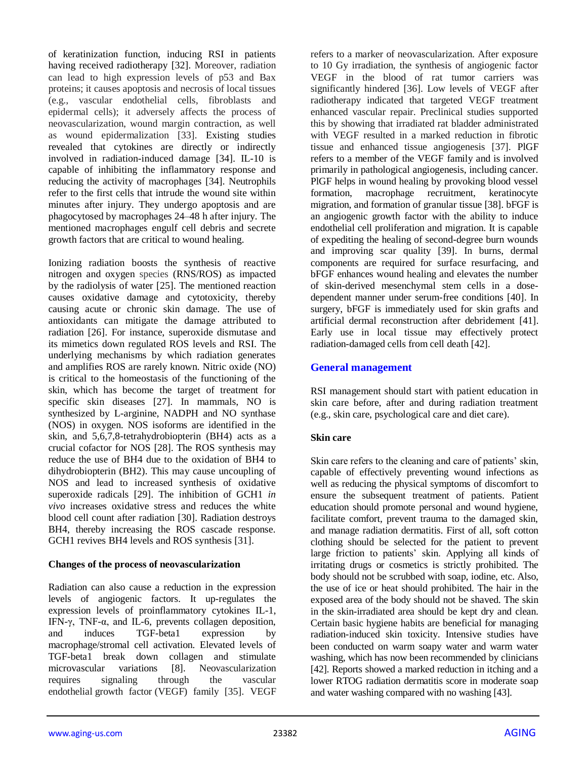of keratinization function, inducing RSI in patients having received radiotherapy [32]. Moreover, radiation can lead to high expression levels of p53 and Bax proteins; it causes apoptosis and necrosis of local tissues (e.g., vascular endothelial cells, fibroblasts and epidermal cells); it adversely affects the process of neovascularization, wound margin contraction, as well as wound epidermalization [33]. Existing studies revealed that cytokines are directly or indirectly involved in radiation-induced damage [34]. IL-10 is capable of inhibiting the inflammatory response and reducing the activity of macrophages [34]. Neutrophils refer to the first cells that intrude the wound site within minutes after injury. They undergo apoptosis and are phagocytosed by macrophages 24–48 h after injury. The mentioned macrophages engulf cell debris and secrete growth factors that are critical to wound healing.

Ionizing radiation boosts the synthesis of reactive nitrogen and oxygen species (RNS/ROS) as impacted by the radiolysis of water [25]. The mentioned reaction causes oxidative damage and cytotoxicity, thereby causing acute or chronic skin damage. The use of antioxidants can mitigate the damage attributed to radiation [26]. For instance, superoxide dismutase and its mimetics down regulated ROS levels and RSI. The underlying mechanisms by which radiation generates and amplifies ROS are rarely known. Nitric oxide (NO) is critical to the homeostasis of the functioning of the skin, which has become the target of treatment for specific skin diseases [27]. In mammals, NO is synthesized by L-arginine, NADPH and NO synthase (NOS) in oxygen. NOS isoforms are identified in the skin, and 5,6,7,8-tetrahydrobiopterin (BH4) acts as a crucial cofactor for NOS [28]. The ROS synthesis may reduce the use of BH4 due to the oxidation of BH4 to dihydrobiopterin (BH2). This may cause uncoupling of NOS and lead to increased synthesis of oxidative superoxide radicals [29]. The inhibition of GCH1 *in vivo* increases oxidative stress and reduces the white blood cell count after radiation [30]. Radiation destroys BH4, thereby increasing the ROS cascade response. GCH1 revives BH4 levels and ROS synthesis [31].

**Changes of the process of neovascularization**

Radiation can also cause a reduction in the expression levels of angiogenic factors. It up-regulates the expression levels of proinflammatory cytokines IL-1, IFN-γ, TNF-α, and IL-6, prevents collagen deposition, and induces TGF-beta1 expression by macrophage/stromal cell activation. Elevated levels of TGF-beta1 break down collagen and stimulate microvascular variations [8]. Neovascularization requires signaling through the vascular endothelial growth factor (VEGF) family [35]. VEGF refers to a marker of neovascularization. After exposure to 10 Gy irradiation, the synthesis of angiogenic factor VEGF in the blood of rat tumor carriers was significantly hindered [36]. Low levels of VEGF after radiotherapy indicated that targeted VEGF treatment enhanced vascular repair. Preclinical studies supported this by showing that irradiated rat bladder administrated with VEGF resulted in a marked reduction in fibrotic tissue and enhanced tissue angiogenesis [37]. PlGF refers to a member of the VEGF family and is involved primarily in pathological angiogenesis, including cancer. PlGF helps in wound healing by provoking blood vessel formation, macrophage recruitment, keratinocyte migration, and formation of granular tissue [38]. bFGF is an angiogenic growth factor with the ability to induce endothelial cell proliferation and migration. It is capable of expediting the healing of second-degree burn wounds and improving scar quality [39]. In burns, dermal components are required for surface resurfacing, and bFGF enhances wound healing and elevates the number of skin-derived mesenchymal stem cells in a dose-dependent manner under serum-free conditions [40]. In surgery, bFGF is immediately used for skin grafts and artificial dermal reconstruction after debridement [41]. Early use in local tissue may effectively protect radiation-damaged cells from cell death [42].

## General management

RSI management should start with patient education in skin care before, after and during radiation treatment (e.g., skin care, psychological care and diet care).

**Skin care**

Skin care refers to the cleaning and care of patients' skin, capable of effectively preventing wound infections as well as reducing the physical symptoms of discomfort to ensure the subsequent treatment of patients. Patient education should promote personal and wound hygiene, facilitate comfort, prevent trauma to the damaged skin, and manage radiation dermatitis. First of all, soft cotton clothing should be selected for the patient to prevent large friction to patients' skin. Applying all kinds of irritating drugs or cosmetics is strictly prohibited. The body should not be scrubbed with soap, iodine, etc. Also, the use of ice or heat should prohibited. The hair in the exposed area of the body should not be shaved. The skin in the skin-irradiated area should be kept dry and clean. Certain basic hygiene habits are beneficial for managing radiation-induced skin toxicity. Intensive studies have been conducted on warm soapy water and warm water washing, which has now been recommended by clinicians [42]. Reports showed a marked reduction in itching and a lower RTOG radiation dermatitis score in moderate soap and water washing compared with no washing [43].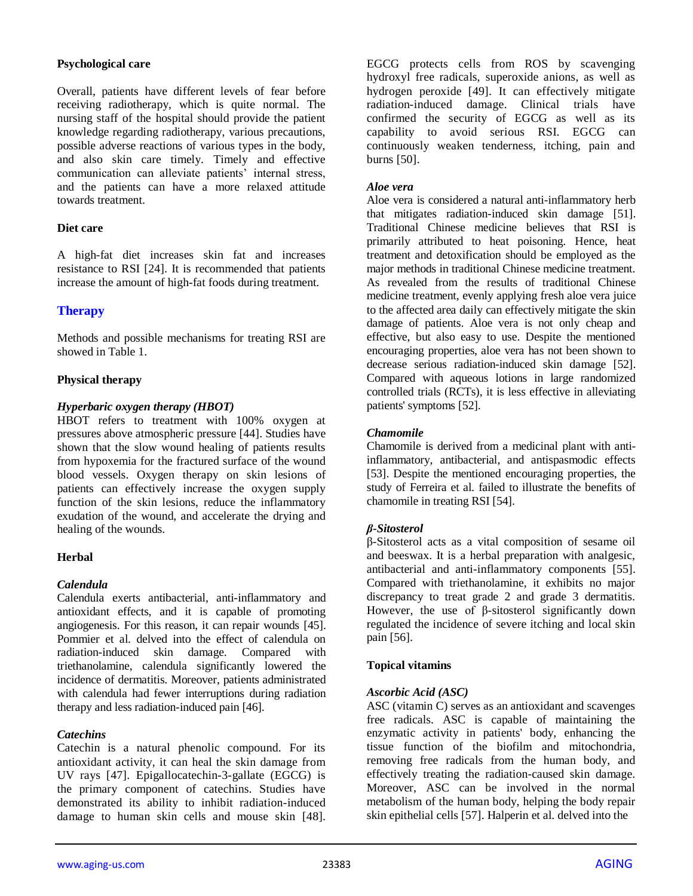### Psychological care

Overall, patients have different levels of fear before receiving radiotherapy, which is quite normal. The nursing staff of the hospital should provide the patient knowledge regarding radiotherapy, various precautions, possible adverse reactions of various types in the body, and also skin care timely. Timely and effective communication can alleviate patients' internal stress, and the patients can have a more relaxed attitude towards treatment.

### Diet care

A high-fat diet increases skin fat and increases resistance to RSI [24]. It is recommended that patients increase the amount of high-fat foods during treatment.

## Therapy

Methods and possible mechanisms for treating RSI are showed in Table 1.

### Physical therapy

#### *Hyperbaric oxygen therapy (HBOT)*

HBOT refers to treatment with 100% oxygen at pressures above atmospheric pressure [44]. Studies have shown that the slow wound healing of patients results from hypoxemia for the fractured surface of the wound blood vessels. Oxygen therapy on skin lesions of patients can effectively increase the oxygen supply function of the skin lesions, reduce the inflammatory exudation of the wound, and accelerate the drying and healing of the wounds.

### Herbal

#### *Calendula*

Calendula exerts antibacterial, anti-inflammatory and antioxidant effects, and it is capable of promoting angiogenesis. For this reason, it can repair wounds [45]. Pommier et al. delved into the effect of calendula on radiation-induced skin damage. Compared with triethanolamine, calendula significantly lowered the incidence of dermatitis. Moreover, patients administrated with calendula had fewer interruptions during radiation therapy and less radiation-induced pain [46].

#### *Catechins*

Catechin is a natural phenolic compound. For its antioxidant activity, it can heal the skin damage from UV rays [47]. Epigallocatechin-3-gallate (EGCG) is the primary component of catechins. Studies have demonstrated its ability to inhibit radiation-induced damage to human skin cells and mouse skin [48]. EGCG protects cells from ROS by scavenging hydroxyl free radicals, superoxide anions, as well as hydrogen peroxide [49]. It can effectively mitigate radiation-induced damage. Clinical trials have confirmed the security of EGCG as well as its capability to avoid serious RSI. EGCG can continuously weaken tenderness, itching, pain and burns [50].

#### *Aloe vera*

Aloe vera is considered a natural anti-inflammatory herb that mitigates radiation-induced skin damage [51]. Traditional Chinese medicine believes that RSI is primarily attributed to heat poisoning. Hence, heat treatment and detoxification should be employed as the major methods in traditional Chinese medicine treatment. As revealed from the results of traditional Chinese medicine treatment, evenly applying fresh aloe vera juice to the affected area daily can effectively mitigate the skin damage of patients. Aloe vera is not only cheap and effective, but also easy to use. Despite the mentioned encouraging properties, aloe vera has not been shown to decrease serious radiation-induced skin damage [52]. Compared with aqueous lotions in large randomized controlled trials (RCTs), it is less effective in alleviating patients' symptoms [52].

#### *Chamomile*

Chamomile is derived from a medicinal plant with anti-inflammatory, antibacterial, and antispasmodic effects [53]. Despite the mentioned encouraging properties, the study of Ferreira et al. failed to illustrate the benefits of chamomile in treating RSI [54].

#### *β-Sitosterol*

β-Sitosterol acts as a vital composition of sesame oil and beeswax. It is a herbal preparation with analgesic, antibacterial and anti-inflammatory components [55]. Compared with triethanolamine, it exhibits no major discrepancy to treat grade 2 and grade 3 dermatitis. However, the use of β-sitosterol significantly down regulated the incidence of severe itching and local skin pain [56].

### Topical vitamins

#### *Ascorbic Acid (ASC)*

ASC (vitamin C) serves as an antioxidant and scavenges free radicals. ASC is capable of maintaining the enzymatic activity in patients' body, enhancing the tissue function of the biofilm and mitochondria, removing free radicals from the human body, and effectively treating the radiation-caused skin damage. Moreover, ASC can be involved in the normal metabolism of the human body, helping the body repair skin epithelial cells [57]. Halperin et al. delved into the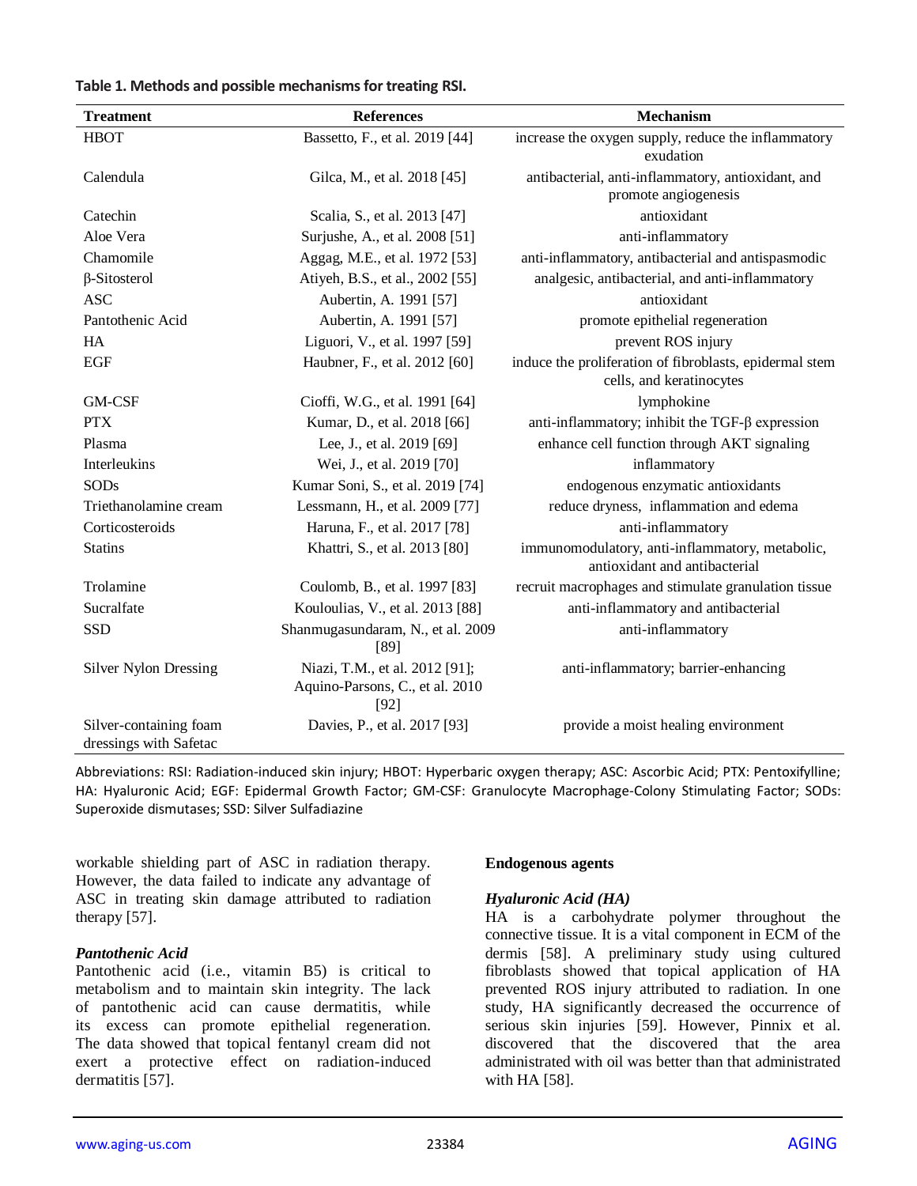**Table 1. Methods and possible mechanisms for treating RSI.**

| Treatment | References | Mechanism |
|---|---|---|
| HBOT | Bassetto, F., et al. 2019 [44] | increase the oxygen supply, reduce the inflammatory exudation |
| Calendula | Gilca, M., et al. 2018 [45] | antibacterial, anti-inflammatory, antioxidant, and promote angiogenesis |
| Catechin | Scalia, S., et al. 2013 [47] | antioxidant |
| Aloe Vera | Surjushe, A., et al. 2008 [51] | anti-inflammatory |
| Chamomile | Aggag, M.E., et al. 1972 [53] | anti-inflammatory, antibacterial and antispasmodic |
| β-Sitosterol | Atiyeh, B.S., et al., 2002 [55] | analgesic, antibacterial, and anti-inflammatory |
| ASC | Aubertin, A. 1991 [57] | antioxidant |
| Pantothenic Acid | Aubertin, A. 1991 [57] | promote epithelial regeneration |
| HA | Liguori, V., et al. 1997 [59] | prevent ROS injury |
| EGF | Haubner, F., et al. 2012 [60] | induce the proliferation of fibroblasts, epidermal stem cells, and keratinocytes |
| GM-CSF | Cioffi, W.G., et al. 1991 [64] | lymphokine |
| PTX | Kumar, D., et al. 2018 [66] | anti-inflammatory; inhibit the TGF-β expression |
| Plasma | Lee, J., et al. 2019 [69] | enhance cell function through AKT signaling |
| Interleukins | Wei, J., et al. 2019 [70] | inflammatory |
| SODs | Kumar Soni, S., et al. 2019 [74] | endogenous enzymatic antioxidants |
| Triethanolamine cream | Lessmann, H., et al. 2009 [77] | reduce dryness, inflammation and edema |
| Corticosteroids | Haruna, F., et al. 2017 [78] | anti-inflammatory |
| Statins | Khattri, S., et al. 2013 [80] | immunomodulatory, anti-inflammatory, metabolic, antioxidant and antibacterial |
| Trolamine | Coulomb, B., et al. 1997 [83] | recruit macrophages and stimulate granulation tissue |
| Sucralfate | Kouloulias, V., et al. 2013 [88] | anti-inflammatory and antibacterial |
| SSD | Shanmugasundaram, N., et al. 2009 [89] | anti-inflammatory |
| Silver Nylon Dressing | Niazi, T.M., et al. 2012 [91]; Aquino-Parsons, C., et al. 2010 [92] | anti-inflammatory; barrier-enhancing |
| Silver-containing foam dressings with Safetac | Davies, P., et al. 2017 [93] | provide a moist healing environment |

Abbreviations: RSI: Radiation-induced skin injury; HBOT: Hyperbaric oxygen therapy; ASC: Ascorbic Acid; PTX: Pentoxifylline; HA: Hyaluronic Acid; EGF: Epidermal Growth Factor; GM-CSF: Granulocyte Macrophage-Colony Stimulating Factor; SODs: Superoxide dismutases; SSD: Silver Sulfadiazine

workable shielding part of ASC in radiation therapy. However, the data failed to indicate any advantage of ASC in treating skin damage attributed to radiation therapy [57].

### *Pantothenic Acid*

Pantothenic acid (i.e., vitamin B5) is critical to metabolism and to maintain skin integrity. The lack of pantothenic acid can cause dermatitis, while its excess can promote epithelial regeneration. The data showed that topical fentanyl cream did not exert a protective effect on radiation-induced dermatitis [57].

## Endogenous agents

### *Hyaluronic Acid (HA)*

HA is a carbohydrate polymer throughout the connective tissue. It is a vital component in ECM of the dermis [58]. A preliminary study using cultured fibroblasts showed that topical application of HA prevented ROS injury attributed to radiation. In one study, HA significantly decreased the occurrence of serious skin injuries [59]. However, Pinnix et al. discovered that the discovered that the area administrated with oil was better than that administrated with HA [58].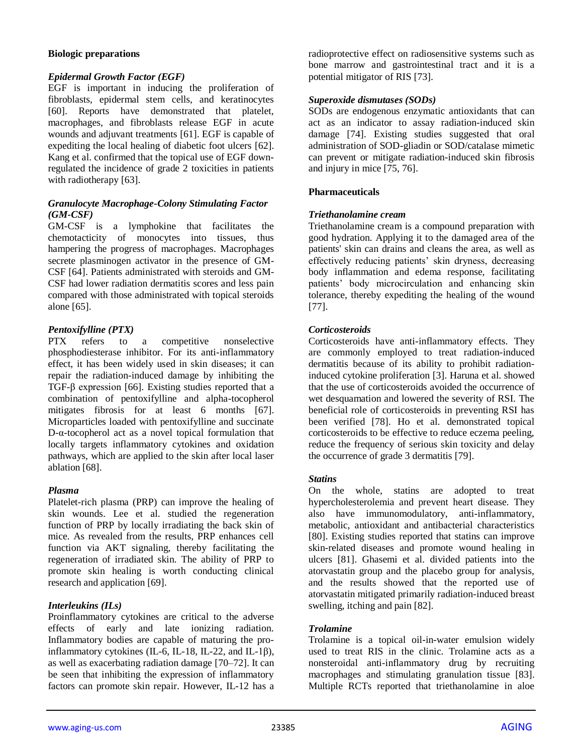### Biologic preparations

#### *Epidermal Growth Factor (EGF)*

EGF is important in inducing the proliferation of fibroblasts, epidermal stem cells, and keratinocytes [60]. Reports have demonstrated that platelet, macrophages, and fibroblasts release EGF in acute wounds and adjuvant treatments [61]. EGF is capable of expediting the local healing of diabetic foot ulcers [62]. Kang et al. confirmed that the topical use of EGF down-regulated the incidence of grade 2 toxicities in patients with radiotherapy [63].

#### *Granulocyte Macrophage-Colony Stimulating Factor (GM-CSF)*

GM-CSF is a lymphokine that facilitates the chemotacticity of monocytes into tissues, thus hampering the progress of macrophages. Macrophages secrete plasminogen activator in the presence of GM-CSF [64]. Patients administrated with steroids and GM-CSF had lower radiation dermatitis scores and less pain compared with those administrated with topical steroids alone [65].

#### *Pentoxifylline (PTX)*

PTX refers to a competitive nonselective phosphodiesterase inhibitor. For its anti-inflammatory effect, it has been widely used in skin diseases; it can repair the radiation-induced damage by inhibiting the TGF-β expression [66]. Existing studies reported that a combination of pentoxifylline and alpha-tocopherol mitigates fibrosis for at least 6 months [67]. Microparticles loaded with pentoxifylline and succinate D-α-tocopherol act as a novel topical formulation that locally targets inflammatory cytokines and oxidation pathways, which are applied to the skin after local laser ablation [68].

#### *Plasma*

Platelet-rich plasma (PRP) can improve the healing of skin wounds. Lee et al. studied the regeneration function of PRP by locally irradiating the back skin of mice. As revealed from the results, PRP enhances cell function via AKT signaling, thereby facilitating the regeneration of irradiated skin. The ability of PRP to promote skin healing is worth conducting clinical research and application [69].

#### *Interleukins (ILs)*

Proinflammatory cytokines are critical to the adverse effects of early and late ionizing radiation. Inflammatory bodies are capable of maturing the pro-inflammatory cytokines (IL-6, IL-18, IL-22, and IL-1β), as well as exacerbating radiation damage [70–72]. It can be seen that inhibiting the expression of inflammatory factors can promote skin repair. However, IL-12 has a radioprotective effect on radiosensitive systems such as bone marrow and gastrointestinal tract and it is a potential mitigator of RIS [73].

#### *Superoxide dismutases (SODs)*

SODs are endogenous enzymatic antioxidants that can act as an indicator to assay radiation-induced skin damage [74]. Existing studies suggested that oral administration of SOD-gliadin or SOD/catalase mimetic can prevent or mitigate radiation-induced skin fibrosis and injury in mice [75, 76].

### Pharmaceuticals

#### *Triethanolamine cream*

Triethanolamine cream is a compound preparation with good hydration. Applying it to the damaged area of the patients' skin can drains and cleans the area, as well as effectively reducing patients' skin dryness, decreasing body inflammation and edema response, facilitating patients' body microcirculation and enhancing skin tolerance, thereby expediting the healing of the wound [77].

#### *Corticosteroids*

Corticosteroids have anti-inflammatory effects. They are commonly employed to treat radiation-induced dermatitis because of its ability to prohibit radiation-induced cytokine proliferation [3]. Haruna et al. showed that the use of corticosteroids avoided the occurrence of wet desquamation and lowered the severity of RSI. The beneficial role of corticosteroids in preventing RSI has been verified [78]. Ho et al. demonstrated topical corticosteroids to be effective to reduce eczema peeling, reduce the frequency of serious skin toxicity and delay the occurrence of grade 3 dermatitis [79].

#### *Statins*

On the whole, statins are adopted to treat hypercholesterolemia and prevent heart disease. They also have immunomodulatory, anti-inflammatory, metabolic, antioxidant and antibacterial characteristics [80]. Existing studies reported that statins can improve skin-related diseases and promote wound healing in ulcers [81]. Ghasemi et al. divided patients into the atorvastatin group and the placebo group for analysis, and the results showed that the reported use of atorvastatin mitigated primarily radiation-induced breast swelling, itching and pain [82].

#### *Trolamine*

Trolamine is a topical oil-in-water emulsion widely used to treat RIS in the clinic. Trolamine acts as a nonsteroidal anti-inflammatory drug by recruiting macrophages and stimulating granulation tissue [83]. Multiple RCTs reported that triethanolamine in aloe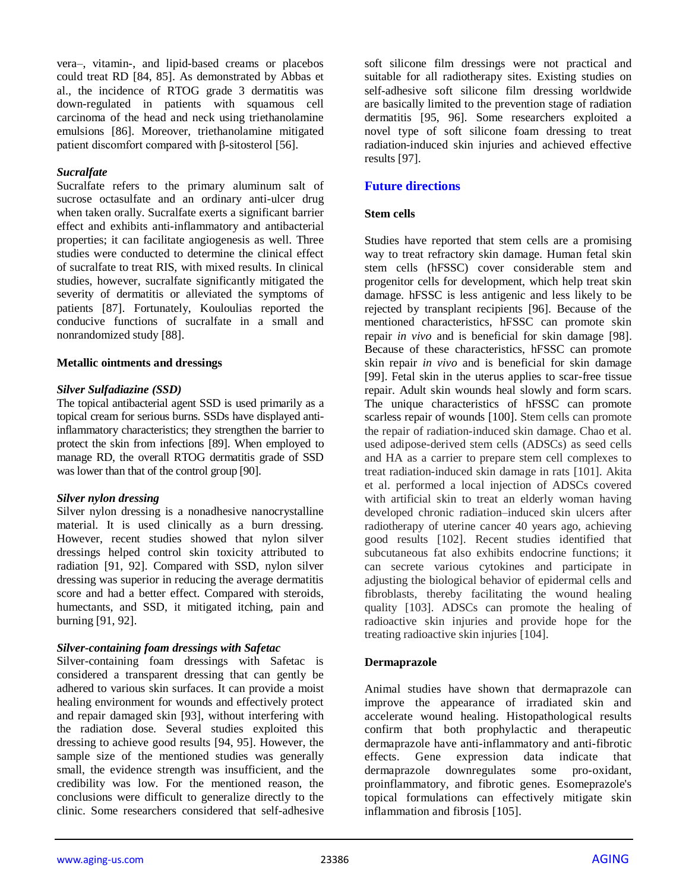vera–, vitamin-, and lipid-based creams or placebos could treat RD [84, 85]. As demonstrated by Abbas et al., the incidence of RTOG grade 3 dermatitis was down-regulated in patients with squamous cell carcinoma of the head and neck using triethanolamine emulsions [86]. Moreover, triethanolamine mitigated patient discomfort compared with β-sitosterol [56].

#### *Sucralfate*

Sucralfate refers to the primary aluminum salt of sucrose octasulfate and an ordinary anti-ulcer drug when taken orally. Sucralfate exerts a significant barrier effect and exhibits anti-inflammatory and antibacterial properties; it can facilitate angiogenesis as well. Three studies were conducted to determine the clinical effect of sucralfate to treat RIS, with mixed results. In clinical studies, however, sucralfate significantly mitigated the severity of dermatitis or alleviated the symptoms of patients [87]. Fortunately, Kouloulias reported the conducive functions of sucralfate in a small and nonrandomized study [88].

### Metallic ointments and dressings

#### *Silver Sulfadiazine (SSD)*

The topical antibacterial agent SSD is used primarily as a topical cream for serious burns. SSDs have displayed anti-inflammatory characteristics; they strengthen the barrier to protect the skin from infections [89]. When employed to manage RD, the overall RTOG dermatitis grade of SSD was lower than that of the control group [90].

#### *Silver nylon dressing*

Silver nylon dressing is a nonadhesive nanocrystalline material. It is used clinically as a burn dressing. However, recent studies showed that nylon silver dressings helped control skin toxicity attributed to radiation [91, 92]. Compared with SSD, nylon silver dressing was superior in reducing the average dermatitis score and had a better effect. Compared with steroids, humectants, and SSD, it mitigated itching, pain and burning [91, 92].

#### *Silver-containing foam dressings with Safetac*

Silver-containing foam dressings with Safetac is considered a transparent dressing that can gently be adhered to various skin surfaces. It can provide a moist healing environment for wounds and effectively protect and repair damaged skin [93], without interfering with the radiation dose. Several studies exploited this dressing to achieve good results [94, 95]. However, the sample size of the mentioned studies was generally small, the evidence strength was insufficient, and the credibility was low. For the mentioned reason, the conclusions were difficult to generalize directly to the clinic. Some researchers considered that self-adhesive soft silicone film dressings were not practical and suitable for all radiotherapy sites. Existing studies on self-adhesive soft silicone film dressing worldwide are basically limited to the prevention stage of radiation dermatitis [95, 96]. Some researchers exploited a novel type of soft silicone foam dressing to treat radiation-induced skin injuries and achieved effective results [97].

## Future directions

### Stem cells

Studies have reported that stem cells are a promising way to treat refractory skin damage. Human fetal skin stem cells (hFSSC) cover considerable stem and progenitor cells for development, which help treat skin damage. hFSSC is less antigenic and less likely to be rejected by transplant recipients [96]. Because of the mentioned characteristics, hFSSC can promote skin repair *in vivo* and is beneficial for skin damage [98]. Because of these characteristics, hFSSC can promote skin repair *in vivo* and is beneficial for skin damage [99]. Fetal skin in the uterus applies to scar-free tissue repair. Adult skin wounds heal slowly and form scars. The unique characteristics of hFSSC can promote scarless repair of wounds [100]. Stem cells can promote the repair of radiation-induced skin damage. Chao et al. used adipose-derived stem cells (ADSCs) as seed cells and HA as a carrier to prepare stem cell complexes to treat radiation-induced skin damage in rats [101]. Akita et al. performed a local injection of ADSCs covered with artificial skin to treat an elderly woman having developed chronic radiation–induced skin ulcers after radiotherapy of uterine cancer 40 years ago, achieving good results [102]. Recent studies identified that subcutaneous fat also exhibits endocrine functions; it can secrete various cytokines and participate in adjusting the biological behavior of epidermal cells and fibroblasts, thereby facilitating the wound healing quality [103]. ADSCs can promote the healing of radioactive skin injuries and provide hope for the treating radioactive skin injuries [104].

### Dermaprazole

Animal studies have shown that dermaprazole can improve the appearance of irradiated skin and accelerate wound healing. Histopathological results confirm that both prophylactic and therapeutic dermaprazole have anti-inflammatory and anti-fibrotic effects. Gene expression data indicate that dermaprazole downregulates some pro-oxidant, proinflammatory, and fibrotic genes. Esomeprazole's topical formulations can effectively mitigate skin inflammation and fibrosis [105].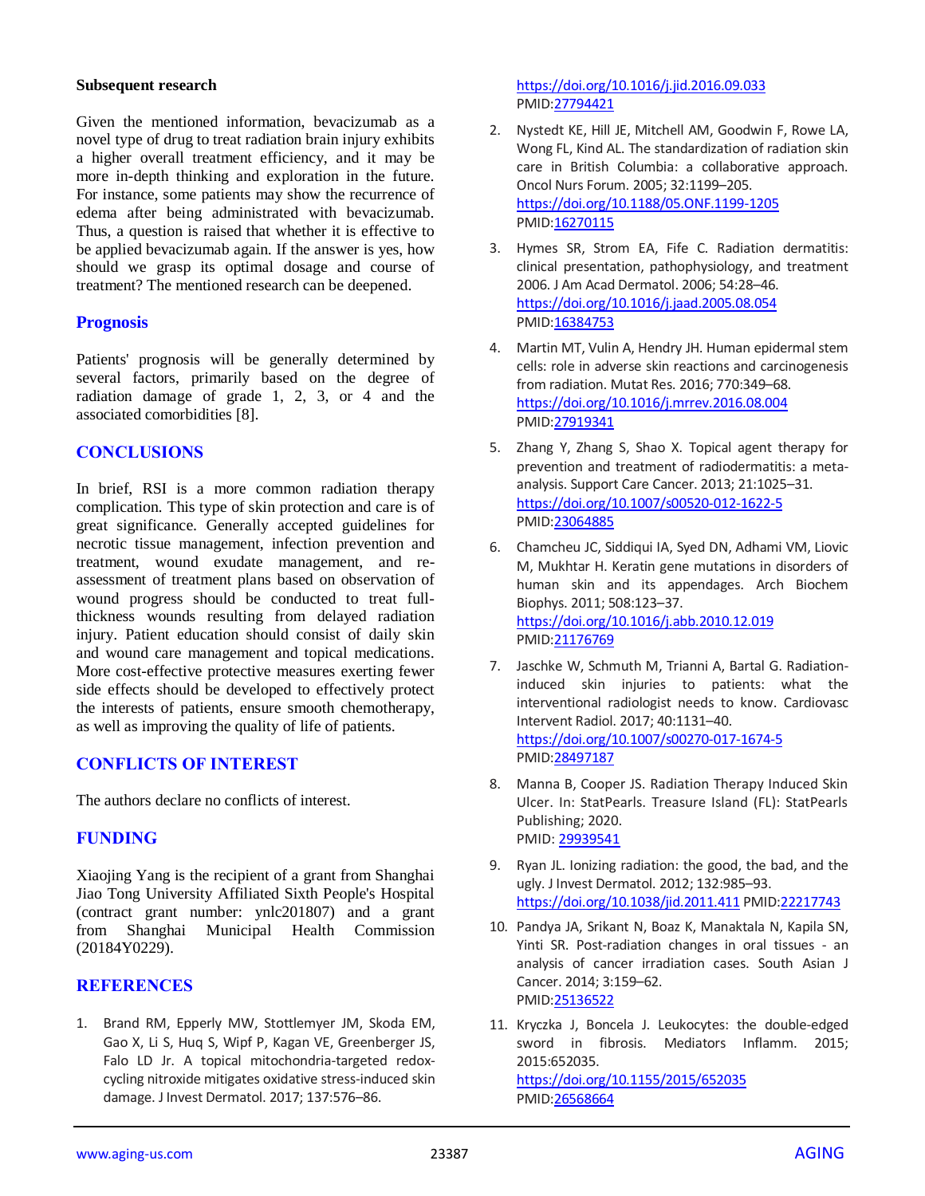### Subsequent research

Given the mentioned information, bevacizumab as a novel type of drug to treat radiation brain injury exhibits a higher overall treatment efficiency, and it may be more in-depth thinking and exploration in the future. For instance, some patients may show the recurrence of edema after being administrated with bevacizumab. Thus, a question is raised that whether it is effective to be applied bevacizumab again. If the answer is yes, how should we grasp its optimal dosage and course of treatment? The mentioned research can be deepened.

## Prognosis

Patients' prognosis will be generally determined by several factors, primarily based on the degree of radiation damage of grade 1, 2, 3, or 4 and the associated comorbidities [8].

## CONCLUSIONS

In brief, RSI is a more common radiation therapy complication. This type of skin protection and care is of great significance. Generally accepted guidelines for necrotic tissue management, infection prevention and treatment, wound exudate management, and re-assessment of treatment plans based on observation of wound progress should be conducted to treat full-thickness wounds resulting from delayed radiation injury. Patient education should consist of daily skin and wound care management and topical medications. More cost-effective protective measures exerting fewer side effects should be developed to effectively protect the interests of patients, ensure smooth chemotherapy, as well as improving the quality of life of patients.

## CONFLICTS OF INTEREST

The authors declare no conflicts of interest.

## FUNDING

Xiaojing Yang is the recipient of a grant from Shanghai Jiao Tong University Affiliated Sixth People's Hospital (contract grant number: ynlc201807) and a grant from Shanghai Municipal Health Commission (20184Y0229).

## REFERENCES

1. Brand RM, Epperly MW, Stottlemyer JM, Skoda EM, Gao X, Li S, Huq S, Wipf P, Kagan VE, Greenberger JS, Falo LD Jr. A topical mitochondria-targeted redox-cycling nitroxide mitigates oxidative stress-induced skin damage. J Invest Dermatol. 2017; 137:576–86. https://doi.org/10.1016/j.jid.2016.09.033 PMID:27794421
2. Nystedt KE, Hill JE, Mitchell AM, Goodwin F, Rowe LA, Wong FL, Kind AL. The standardization of radiation skin care in British Columbia: a collaborative approach. Oncol Nurs Forum. 2005; 32:1199–205. https://doi.org/10.1188/05.ONF.1199-1205 PMID:16270115
3. Hymes SR, Strom EA, Fife C. Radiation dermatitis: clinical presentation, pathophysiology, and treatment 2006. J Am Acad Dermatol. 2006; 54:28–46. https://doi.org/10.1016/j.jaad.2005.08.054 PMID:16384753
4. Martin MT, Vulin A, Hendry JH. Human epidermal stem cells: role in adverse skin reactions and carcinogenesis from radiation. Mutat Res. 2016; 770:349–68. https://doi.org/10.1016/j.mrrev.2016.08.004 PMID:27919341
5. Zhang Y, Zhang S, Shao X. Topical agent therapy for prevention and treatment of radiodermatitis: a meta-analysis. Support Care Cancer. 2013; 21:1025–31. https://doi.org/10.1007/s00520-012-1622-5 PMID:23064885
6. Chamcheu JC, Siddiqui IA, Syed DN, Adhami VM, Liovic M, Mukhtar H. Keratin gene mutations in disorders of human skin and its appendages. Arch Biochem Biophys. 2011; 508:123–37. https://doi.org/10.1016/j.abb.2010.12.019 PMID:21176769
7. Jaschke W, Schmuth M, Trianni A, Bartal G. Radiation-induced skin injuries to patients: what the interventional radiologist needs to know. Cardiovasc Intervent Radiol. 2017; 40:1131–40. https://doi.org/10.1007/s00270-017-1674-5 PMID:28497187
8. Manna B, Cooper JS. Radiation Therapy Induced Skin Ulcer. In: StatPearls. Treasure Island (FL): StatPearls Publishing; 2020. PMID: 29939541
9. Ryan JL. Ionizing radiation: the good, the bad, and the ugly. J Invest Dermatol. 2012; 132:985–93. https://doi.org/10.1038/jid.2011.411 PMID:22217743
10. Pandya JA, Srikant N, Boaz K, Manaktala N, Kapila SN, Yinti SR. Post-radiation changes in oral tissues - an analysis of cancer irradiation cases. South Asian J Cancer. 2014; 3:159–62. PMID:25136522
11. Kryczka J, Boncela J. Leukocytes: the double-edged sword in fibrosis. Mediators Inflamm. 2015; 2015:652035. https://doi.org/10.1155/2015/652035 PMID:26568664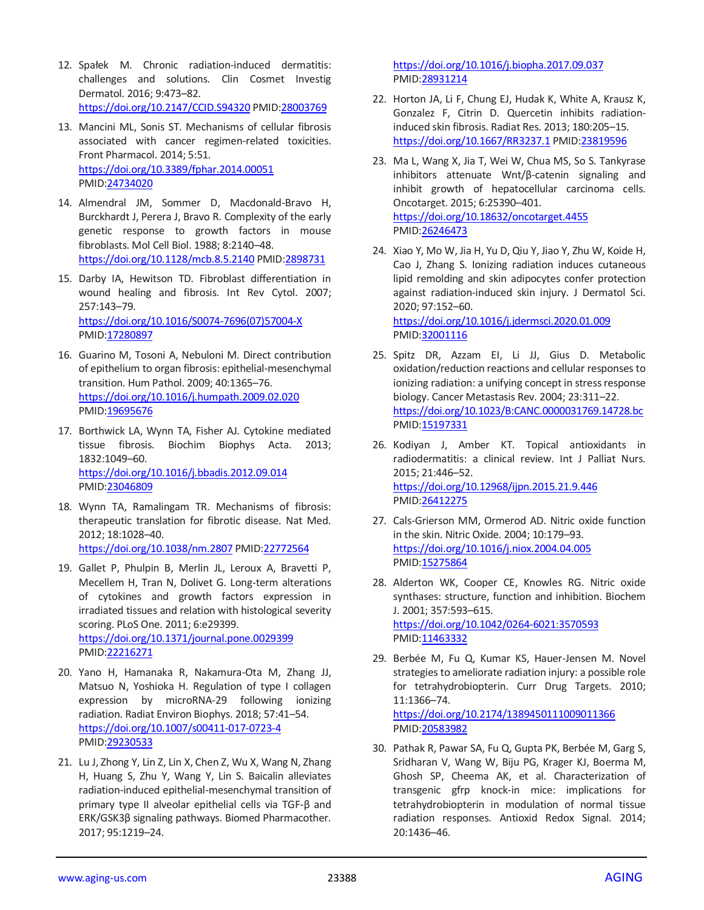12. Spałek M. Chronic radiation-induced dermatitis: challenges and solutions. Clin Cosmet Investig Dermatol. 2016; 9:473–82. https://doi.org/10.2147/CCID.S94320 PMID:28003769

13. Mancini ML, Sonis ST. Mechanisms of cellular fibrosis associated with cancer regimen-related toxicities. Front Pharmacol. 2014; 5:51. https://doi.org/10.3389/fphar.2014.00051 PMID:24734020

14. Almendral JM, Sommer D, Macdonald-Bravo H, Burckhardt J, Perera J, Bravo R. Complexity of the early genetic response to growth factors in mouse fibroblasts. Mol Cell Biol. 1988; 8:2140–48. https://doi.org/10.1128/mcb.8.5.2140 PMID:2898731

15. Darby IA, Hewitson TD. Fibroblast differentiation in wound healing and fibrosis. Int Rev Cytol. 2007; 257:143–79. https://doi.org/10.1016/S0074-7696(07)57004-X PMID:17280897

16. Guarino M, Tosoni A, Nebuloni M. Direct contribution of epithelium to organ fibrosis: epithelial-mesenchymal transition. Hum Pathol. 2009; 40:1365–76. https://doi.org/10.1016/j.humpath.2009.02.020 PMID:19695676

17. Borthwick LA, Wynn TA, Fisher AJ. Cytokine mediated tissue fibrosis. Biochim Biophys Acta. 2013; 1832:1049–60. https://doi.org/10.1016/j.bbadis.2012.09.014 PMID:23046809

18. Wynn TA, Ramalingam TR. Mechanisms of fibrosis: therapeutic translation for fibrotic disease. Nat Med. 2012; 18:1028–40. https://doi.org/10.1038/nm.2807 PMID:22772564

19. Gallet P, Phulpin B, Merlin JL, Leroux A, Bravetti P, Mecellem H, Tran N, Dolivet G. Long-term alterations of cytokines and growth factors expression in irradiated tissues and relation with histological severity scoring. PLoS One. 2011; 6:e29399. https://doi.org/10.1371/journal.pone.0029399 PMID:22216271

20. Yano H, Hamanaka R, Nakamura-Ota M, Zhang JJ, Matsuo N, Yoshioka H. Regulation of type I collagen expression by microRNA-29 following ionizing radiation. Radiat Environ Biophys. 2018; 57:41–54. https://doi.org/10.1007/s00411-017-0723-4 PMID:29230533

21. Lu J, Zhong Y, Lin Z, Lin X, Chen Z, Wu X, Wang N, Zhang H, Huang S, Zhu Y, Wang Y, Lin S. Baicalin alleviates radiation-induced epithelial-mesenchymal transition of primary type II alveolar epithelial cells via TGF-β and ERK/GSK3β signaling pathways. Biomed Pharmacother. 2017; 95:1219–24. https://doi.org/10.1016/j.biopha.2017.09.037 PMID:28931214

22. Horton JA, Li F, Chung EJ, Hudak K, White A, Krausz K, Gonzalez F, Citrin D. Quercetin inhibits radiation-induced skin fibrosis. Radiat Res. 2013; 180:205–15. https://doi.org/10.1667/RR3237.1 PMID:23819596

23. Ma L, Wang X, Jia T, Wei W, Chua MS, So S. Tankyrase inhibitors attenuate Wnt/β-catenin signaling and inhibit growth of hepatocellular carcinoma cells. Oncotarget. 2015; 6:25390–401. https://doi.org/10.18632/oncotarget.4455 PMID:26246473

24. Xiao Y, Mo W, Jia H, Yu D, Qiu Y, Jiao Y, Zhu W, Koide H, Cao J, Zhang S. Ionizing radiation induces cutaneous lipid remolding and skin adipocytes confer protection against radiation-induced skin injury. J Dermatol Sci. 2020; 97:152–60. https://doi.org/10.1016/j.jdermsci.2020.01.009 PMID:32001116

25. Spitz DR, Azzam EI, Li JJ, Gius D. Metabolic oxidation/reduction reactions and cellular responses to ionizing radiation: a unifying concept in stress response biology. Cancer Metastasis Rev. 2004; 23:311–22. https://doi.org/10.1023/B:CANC.0000031769.14728.bc PMID:15197331

26. Kodiyan J, Amber KT. Topical antioxidants in radiodermatitis: a clinical review. Int J Palliat Nurs. 2015; 21:446–52. https://doi.org/10.12968/ijpn.2015.21.9.446 PMID:26412275

27. Cals-Grierson MM, Ormerod AD. Nitric oxide function in the skin. Nitric Oxide. 2004; 10:179–93. https://doi.org/10.1016/j.niox.2004.04.005 PMID:15275864

28. Alderton WK, Cooper CE, Knowles RG. Nitric oxide synthases: structure, function and inhibition. Biochem J. 2001; 357:593–615. https://doi.org/10.1042/0264-6021:3570593 PMID:11463332

29. Berbée M, Fu Q, Kumar KS, Hauer-Jensen M. Novel strategies to ameliorate radiation injury: a possible role for tetrahydrobiopterin. Curr Drug Targets. 2010; 11:1366–74. https://doi.org/10.2174/1389450111009011366 PMID:20583982

30. Pathak R, Pawar SA, Fu Q, Gupta PK, Berbée M, Garg S, Sridharan V, Wang W, Biju PG, Krager KJ, Boerma M, Ghosh SP, Cheema AK, et al. Characterization of transgenic gfrp knock-in mice: implications for tetrahydrobiopterin in modulation of normal tissue radiation responses. Antioxid Redox Signal. 2014; 20:1436–46.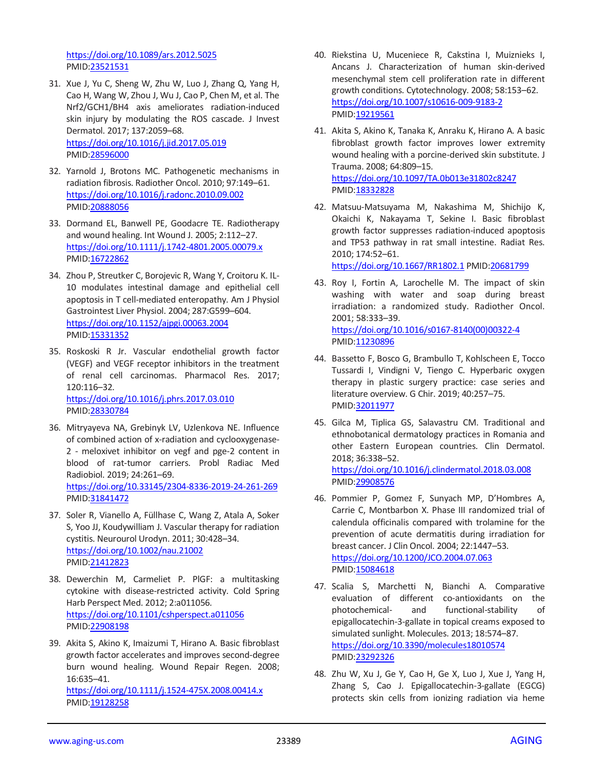https://doi.org/10.1089/ars.2012.5025
PMID:23521531

31. Xue J, Yu C, Sheng W, Zhu W, Luo J, Zhang Q, Yang H, Cao H, Wang W, Zhou J, Wu J, Cao P, Chen M, et al. The Nrf2/GCH1/BH4 axis ameliorates radiation-induced skin injury by modulating the ROS cascade. J Invest Dermatol. 2017; 137:2059–68.
https://doi.org/10.1016/j.jid.2017.05.019
PMID:28596000

32. Yarnold J, Brotons MC. Pathogenetic mechanisms in radiation fibrosis. Radiother Oncol. 2010; 97:149–61.
https://doi.org/10.1016/j.radonc.2010.09.002
PMID:20888056

33. Dormand EL, Banwell PE, Goodacre TE. Radiotherapy and wound healing. Int Wound J. 2005; 2:112–27.
https://doi.org/10.1111/j.1742-4801.2005.00079.x
PMID:16722862

34. Zhou P, Streutker C, Borojevic R, Wang Y, Croitoru K. IL-10 modulates intestinal damage and epithelial cell apoptosis in T cell-mediated enteropathy. Am J Physiol Gastrointest Liver Physiol. 2004; 287:G599–604.
https://doi.org/10.1152/ajpgi.00063.2004
PMID:15331352

35. Roskoski R Jr. Vascular endothelial growth factor (VEGF) and VEGF receptor inhibitors in the treatment of renal cell carcinomas. Pharmacol Res. 2017; 120:116–32.
https://doi.org/10.1016/j.phrs.2017.03.010
PMID:28330784

36. Mitryayeva NA, Grebinyk LV, Uzlenkova NE. Influence of combined action of x-radiation and cyclooxygenase-2 - meloxivet inhibitor on vegf and pge-2 content in blood of rat-tumor carriers. Probl Radiac Med Radiobiol. 2019; 24:261–69.
https://doi.org/10.33145/2304-8336-2019-24-261-269
PMID:31841472

37. Soler R, Vianello A, Füllhase C, Wang Z, Atala A, Soker S, Yoo JJ, Koudywilliam J. Vascular therapy for radiation cystitis. Neurourol Urodyn. 2011; 30:428–34.
https://doi.org/10.1002/nau.21002
PMID:21412823

38. Dewerchin M, Carmeliet P. PlGF: a multitasking cytokine with disease-restricted activity. Cold Spring Harb Perspect Med. 2012; 2:a011056.
https://doi.org/10.1101/cshperspect.a011056
PMID:22908198

39. Akita S, Akino K, Imaizumi T, Hirano A. Basic fibroblast growth factor accelerates and improves second-degree burn wound healing. Wound Repair Regen. 2008; 16:635–41.
https://doi.org/10.1111/j.1524-475X.2008.00414.x
PMID:19128258

40. Riekstina U, Muceniece R, Cakstina I, Muiznieks I, Ancans J. Characterization of human skin-derived mesenchymal stem cell proliferation rate in different growth conditions. Cytotechnology. 2008; 58:153–62.
https://doi.org/10.1007/s10616-009-9183-2
PMID:19219561

41. Akita S, Akino K, Tanaka K, Anraku K, Hirano A. A basic fibroblast growth factor improves lower extremity wound healing with a porcine-derived skin substitute. J Trauma. 2008; 64:809–15.
https://doi.org/10.1097/TA.0b013e31802c8247
PMID:18332828

42. Matsuu-Matsuyama M, Nakashima M, Shichijo K, Okaichi K, Nakayama T, Sekine I. Basic fibroblast growth factor suppresses radiation-induced apoptosis and TP53 pathway in rat small intestine. Radiat Res. 2010; 174:52–61.
https://doi.org/10.1667/RR1802.1 PMID:20681799

43. Roy I, Fortin A, Larochelle M. The impact of skin washing with water and soap during breast irradiation: a randomized study. Radiother Oncol. 2001; 58:333–39.
https://doi.org/10.1016/s0167-8140(00)00322-4
PMID:11230896

44. Bassetto F, Bosco G, Brambullo T, Kohlscheen E, Tocco Tussardi I, Vindigni V, Tiengo C. Hyperbaric oxygen therapy in plastic surgery practice: case series and literature overview. G Chir. 2019; 40:257–75.
PMID:32011977

45. Gilca M, Tiplica GS, Salavastru CM. Traditional and ethnobotanical dermatology practices in Romania and other Eastern European countries. Clin Dermatol. 2018; 36:338–52.
https://doi.org/10.1016/j.clindermatol.2018.03.008
PMID:29908576

46. Pommier P, Gomez F, Sunyach MP, D'Hombres A, Carrie C, Montbarbon X. Phase III randomized trial of calendula officinalis compared with trolamine for the prevention of acute dermatitis during irradiation for breast cancer. J Clin Oncol. 2004; 22:1447–53.
https://doi.org/10.1200/JCO.2004.07.063
PMID:15084618

47. Scalia S, Marchetti N, Bianchi A. Comparative evaluation of different co-antioxidants on the photochemical- and functional-stability of epigallocatechin-3-gallate in topical creams exposed to simulated sunlight. Molecules. 2013; 18:574–87.
https://doi.org/10.3390/molecules18010574
PMID:23292326

48. Zhu W, Xu J, Ge Y, Cao H, Ge X, Luo J, Xue J, Yang H, Zhang S, Cao J. Epigallocatechin-3-gallate (EGCG) protects skin cells from ionizing radiation via heme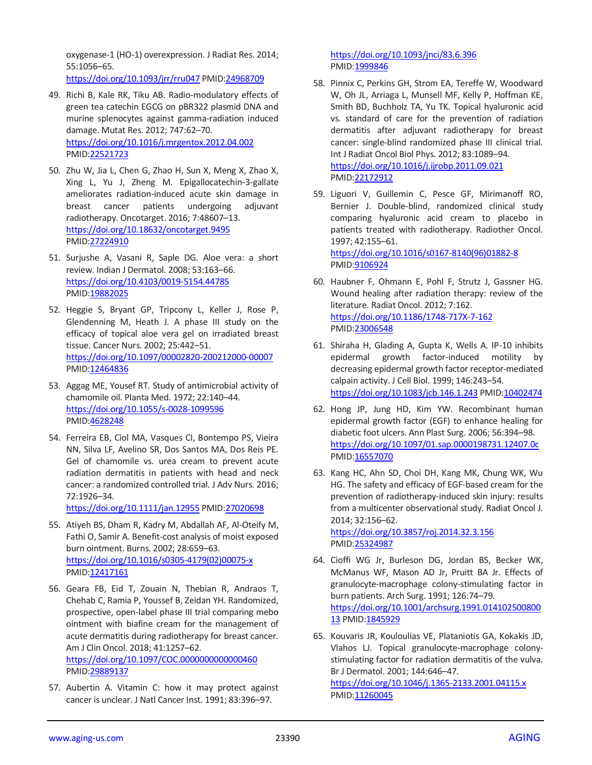oxygenase-1 (HO-1) overexpression. J Radiat Res. 2014; 55:1056–65.
https://doi.org/10.1093/jrr/rru047 PMID:24968709

49. Richi B, Kale RK, Tiku AB. Radio-modulatory effects of green tea catechin EGCG on pBR322 plasmid DNA and murine splenocytes against gamma-radiation induced damage. Mutat Res. 2012; 747:62–70.
https://doi.org/10.1016/j.mrgentox.2012.04.002 PMID:22521723

50. Zhu W, Jia L, Chen G, Zhao H, Sun X, Meng X, Zhao X, Xing L, Yu J, Zheng M. Epigallocatechin-3-gallate ameliorates radiation-induced acute skin damage in breast cancer patients undergoing adjuvant radiotherapy. Oncotarget. 2016; 7:48607–13.
https://doi.org/10.18632/oncotarget.9495 PMID:27224910

51. Surjushe A, Vasani R, Saple DG. Aloe vera: a short review. Indian J Dermatol. 2008; 53:163–66.
https://doi.org/10.4103/0019-5154.44785 PMID:19882025

52. Heggie S, Bryant GP, Tripcony L, Keller J, Rose P, Glendenning M, Heath J. A phase III study on the efficacy of topical aloe vera gel on irradiated breast tissue. Cancer Nurs. 2002; 25:442–51.
https://doi.org/10.1097/00002820-200212000-00007 PMID:12464836

53. Aggag ME, Yousef RT. Study of antimicrobial activity of chamomile oil. Planta Med. 1972; 22:140–44.
https://doi.org/10.1055/s-0028-1099596 PMID:4628248

54. Ferreira EB, Ciol MA, Vasques CI, Bontempo PS, Vieira NN, Silva LF, Avelino SR, Dos Santos MA, Dos Reis PE. Gel of chamomile vs. urea cream to prevent acute radiation dermatitis in patients with head and neck cancer: a randomized controlled trial. J Adv Nurs. 2016; 72:1926–34.
https://doi.org/10.1111/jan.12955 PMID:27020698

55. Atiyeh BS, Dham R, Kadry M, Abdallah AF, Al-Oteify M, Fathi O, Samir A. Benefit-cost analysis of moist exposed burn ointment. Burns. 2002; 28:659–63.
https://doi.org/10.1016/s0305-4179(02)00075-x PMID:12417161

56. Geara FB, Eid T, Zouain N, Thebian R, Andraos T, Chehab C, Ramia P, Youssef B, Zeidan YH. Randomized, prospective, open-label phase III trial comparing mebo ointment with biafine cream for the management of acute dermatitis during radiotherapy for breast cancer. Am J Clin Oncol. 2018; 41:1257–62.
https://doi.org/10.1097/COC.0000000000000460 PMID:29889137

57. Aubertin A. Vitamin C: how it may protect against cancer is unclear. J Natl Cancer Inst. 1991; 83:396–97.
https://doi.org/10.1093/jnci/83.6.396 PMID:1999846

58. Pinnix C, Perkins GH, Strom EA, Tereffe W, Woodward W, Oh JL, Arriaga L, Munsell MF, Kelly P, Hoffman KE, Smith BD, Buchholz TA, Yu TK. Topical hyaluronic acid vs. standard of care for the prevention of radiation dermatitis after adjuvant radiotherapy for breast cancer: single-blind randomized phase III clinical trial. Int J Radiat Oncol Biol Phys. 2012; 83:1089–94.
https://doi.org/10.1016/j.ijrobp.2011.09.021 PMID:22172912

59. Liguori V, Guillemin C, Pesce GF, Mirimanoff RO, Bernier J. Double-blind, randomized clinical study comparing hyaluronic acid cream to placebo in patients treated with radiotherapy. Radiother Oncol. 1997; 42:155–61.
https://doi.org/10.1016/s0167-8140(96)01882-8 PMID:9106924

60. Haubner F, Ohmann E, Pohl F, Strutz J, Gassner HG. Wound healing after radiation therapy: review of the literature. Radiat Oncol. 2012; 7:162.
https://doi.org/10.1186/1748-717X-7-162 PMID:23006548

61. Shiraha H, Glading A, Gupta K, Wells A. IP-10 inhibits epidermal growth factor-induced motility by decreasing epidermal growth factor receptor-mediated calpain activity. J Cell Biol. 1999; 146:243–54.
https://doi.org/10.1083/jcb.146.1.243 PMID:10402474

62. Hong JP, Jung HD, Kim YW. Recombinant human epidermal growth factor (EGF) to enhance healing for diabetic foot ulcers. Ann Plast Surg. 2006; 56:394–98.
https://doi.org/10.1097/01.sap.0000198731.12407.0c PMID:16557070

63. Kang HC, Ahn SD, Choi DH, Kang MK, Chung WK, Wu HG. The safety and efficacy of EGF-based cream for the prevention of radiotherapy-induced skin injury: results from a multicenter observational study. Radiat Oncol J. 2014; 32:156–62.
https://doi.org/10.3857/roj.2014.32.3.156 PMID:25324987

64. Cioffi WG Jr, Burleson DG, Jordan BS, Becker WK, McManus WF, Mason AD Jr, Pruitt BA Jr. Effects of granulocyte-macrophage colony-stimulating factor in burn patients. Arch Surg. 1991; 126:74–79.
https://doi.org/10.1001/archsurg.1991.01410250080013 PMID:1845929

65. Kouvaris JR, Kouloulias VE, Plataniotis GA, Kokakis JD, Vlahos LJ. Topical granulocyte-macrophage colony-stimulating factor for radiation dermatitis of the vulva. Br J Dermatol. 2001; 144:646–47.
https://doi.org/10.1046/j.1365-2133.2001.04115.x PMID:11260045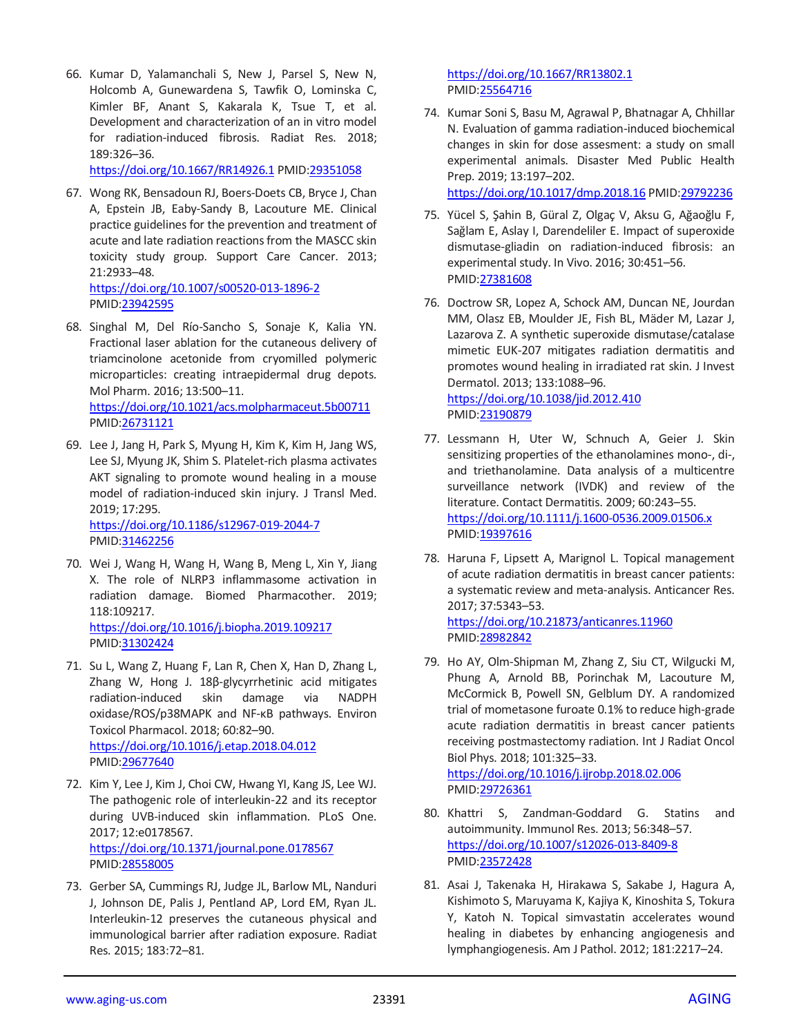66. Kumar D, Yalamanchali S, New J, Parsel S, New N, Holcomb A, Gunewardena S, Tawfik O, Lominska C, Kimler BF, Anant S, Kakarala K, Tsue T, et al. Development and characterization of an in vitro model for radiation-induced fibrosis. Radiat Res. 2018; 189:326–36.
https://doi.org/10.1667/RR14926.1 PMID:29351058

67. Wong RK, Bensadoun RJ, Boers-Doets CB, Bryce J, Chan A, Epstein JB, Eaby-Sandy B, Lacouture ME. Clinical practice guidelines for the prevention and treatment of acute and late radiation reactions from the MASCC skin toxicity study group. Support Care Cancer. 2013; 21:2933–48.
https://doi.org/10.1007/s00520-013-1896-2 PMID:23942595

68. Singhal M, Del Río-Sancho S, Sonaje K, Kalia YN. Fractional laser ablation for the cutaneous delivery of triamcinolone acetonide from cryomilled polymeric microparticles: creating intraepidermal drug depots. Mol Pharm. 2016; 13:500–11.
https://doi.org/10.1021/acs.molpharmaceut.5b00711 PMID:26731121

69. Lee J, Jang H, Park S, Myung H, Kim K, Kim H, Jang WS, Lee SJ, Myung JK, Shim S. Platelet-rich plasma activates AKT signaling to promote wound healing in a mouse model of radiation-induced skin injury. J Transl Med. 2019; 17:295.
https://doi.org/10.1186/s12967-019-2044-7 PMID:31462256

70. Wei J, Wang H, Wang H, Wang B, Meng L, Xin Y, Jiang X. The role of NLRP3 inflammasome activation in radiation damage. Biomed Pharmacother. 2019; 118:109217.
https://doi.org/10.1016/j.biopha.2019.109217 PMID:31302424

71. Su L, Wang Z, Huang F, Lan R, Chen X, Han D, Zhang L, Zhang W, Hong J. 18β-glycyrrhetinic acid mitigates radiation-induced skin damage via NADPH oxidase/ROS/p38MAPK and NF-κB pathways. Environ Toxicol Pharmacol. 2018; 60:82–90.
https://doi.org/10.1016/j.etap.2018.04.012 PMID:29677640

72. Kim Y, Lee J, Kim J, Choi CW, Hwang YI, Kang JS, Lee WJ. The pathogenic role of interleukin-22 and its receptor during UVB-induced skin inflammation. PLoS One. 2017; 12:e0178567.
https://doi.org/10.1371/journal.pone.0178567 PMID:28558005

73. Gerber SA, Cummings RJ, Judge JL, Barlow ML, Nanduri J, Johnson DE, Palis J, Pentland AP, Lord EM, Ryan JL. Interleukin-12 preserves the cutaneous physical and immunological barrier after radiation exposure. Radiat Res. 2015; 183:72–81.
https://doi.org/10.1667/RR13802.1 PMID:25564716

74. Kumar Soni S, Basu M, Agrawal P, Bhatnagar A, Chhillar N. Evaluation of gamma radiation-induced biochemical changes in skin for dose assesment: a study on small experimental animals. Disaster Med Public Health Prep. 2019; 13:197–202.
https://doi.org/10.1017/dmp.2018.16 PMID:29792236

75. Yücel S, Şahin B, Güral Z, Olgaç V, Aksu G, Ağaoğlu F, Sağlam E, Aslay I, Darendeliler E. Impact of superoxide dismutase-gliadin on radiation-induced fibrosis: an experimental study. In Vivo. 2016; 30:451–56. PMID:27381608

76. Doctrow SR, Lopez A, Schock AM, Duncan NE, Jourdan MM, Olasz EB, Moulder JE, Fish BL, Mäder M, Lazar J, Lazarova Z. A synthetic superoxide dismutase/catalase mimetic EUK-207 mitigates radiation dermatitis and promotes wound healing in irradiated rat skin. J Invest Dermatol. 2013; 133:1088–96.
https://doi.org/10.1038/jid.2012.410 PMID:23190879

77. Lessmann H, Uter W, Schnuch A, Geier J. Skin sensitizing properties of the ethanolamines mono-, di-, and triethanolamine. Data analysis of a multicentre surveillance network (IVDK) and review of the literature. Contact Dermatitis. 2009; 60:243–55.
https://doi.org/10.1111/j.1600-0536.2009.01506.x PMID:19397616

78. Haruna F, Lipsett A, Marignol L. Topical management of acute radiation dermatitis in breast cancer patients: a systematic review and meta-analysis. Anticancer Res. 2017; 37:5343–53.
https://doi.org/10.21873/anticanres.11960 PMID:28982842

79. Ho AY, Olm-Shipman M, Zhang Z, Siu CT, Wilgucki M, Phung A, Arnold BB, Porinchak M, Lacouture M, McCormick B, Powell SN, Gelblum DY. A randomized trial of mometasone furoate 0.1% to reduce high-grade acute radiation dermatitis in breast cancer patients receiving postmastectomy radiation. Int J Radiat Oncol Biol Phys. 2018; 101:325–33.
https://doi.org/10.1016/j.ijrobp.2018.02.006 PMID:29726361

80. Khattri S, Zandman-Goddard G. Statins and autoimmunity. Immunol Res. 2013; 56:348–57.
https://doi.org/10.1007/s12026-013-8409-8 PMID:23572428

81. Asai J, Takenaka H, Hirakawa S, Sakabe J, Hagura A, Kishimoto S, Maruyama K, Kajiya K, Kinoshita S, Tokura Y, Katoh N. Topical simvastatin accelerates wound healing in diabetes by enhancing angiogenesis and lymphangiogenesis. Am J Pathol. 2012; 181:2217–24.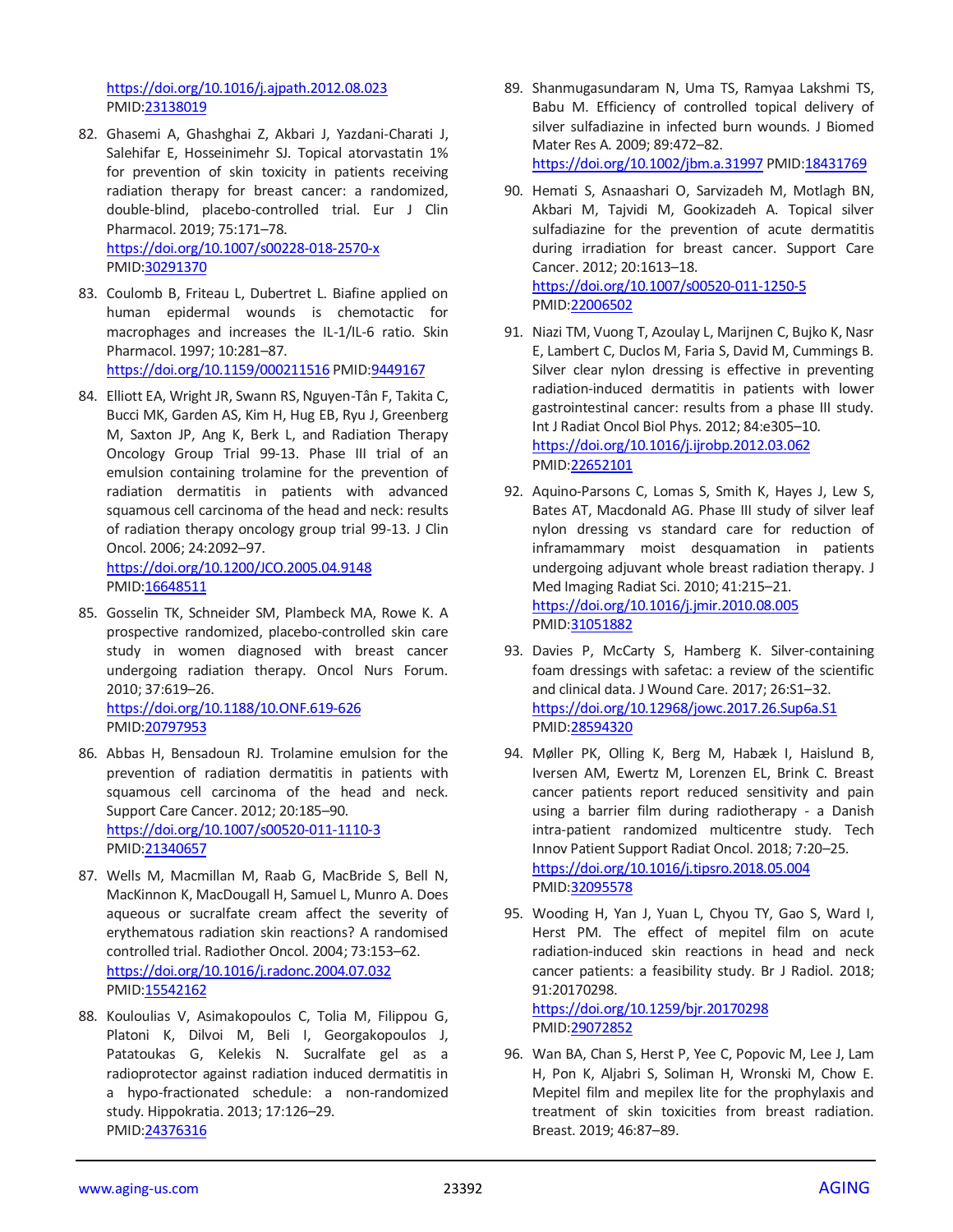https://doi.org/10.1016/j.ajpath.2012.08.023 PMID:23138019

82. Ghasemi A, Ghashghai Z, Akbari J, Yazdani-Charati J, Salehifar E, Hosseinimehr SJ. Topical atorvastatin 1% for prevention of skin toxicity in patients receiving radiation therapy for breast cancer: a randomized, double-blind, placebo-controlled trial. Eur J Clin Pharmacol. 2019; 75:171–78. https://doi.org/10.1007/s00228-018-2570-x PMID:30291370

83. Coulomb B, Friteau L, Dubertret L. Biafine applied on human epidermal wounds is chemotactic for macrophages and increases the IL-1/IL-6 ratio. Skin Pharmacol. 1997; 10:281–87. https://doi.org/10.1159/000211516 PMID:9449167

84. Elliott EA, Wright JR, Swann RS, Nguyen-Tân F, Takita C, Bucci MK, Garden AS, Kim H, Hug EB, Ryu J, Greenberg M, Saxton JP, Ang K, Berk L, and Radiation Therapy Oncology Group Trial 99-13. Phase III trial of an emulsion containing trolamine for the prevention of radiation dermatitis in patients with advanced squamous cell carcinoma of the head and neck: results of radiation therapy oncology group trial 99-13. J Clin Oncol. 2006; 24:2092–97. https://doi.org/10.1200/JCO.2005.04.9148 PMID:16648511

85. Gosselin TK, Schneider SM, Plambeck MA, Rowe K. A prospective randomized, placebo-controlled skin care study in women diagnosed with breast cancer undergoing radiation therapy. Oncol Nurs Forum. 2010; 37:619–26. https://doi.org/10.1188/10.ONF.619-626 PMID:20797953

86. Abbas H, Bensadoun RJ. Trolamine emulsion for the prevention of radiation dermatitis in patients with squamous cell carcinoma of the head and neck. Support Care Cancer. 2012; 20:185–90. https://doi.org/10.1007/s00520-011-1110-3 PMID:21340657

87. Wells M, Macmillan M, Raab G, MacBride S, Bell N, MacKinnon K, MacDougall H, Samuel L, Munro A. Does aqueous or sucralfate cream affect the severity of erythematous radiation skin reactions? A randomised controlled trial. Radiother Oncol. 2004; 73:153–62. https://doi.org/10.1016/j.radonc.2004.07.032 PMID:15542162

88. Kouloulias V, Asimakopoulos C, Tolia M, Filippou G, Platoni K, Dilvoi M, Beli I, Georgakopoulos J, Patatoukas G, Kelekis N. Sucralfate gel as a radioprotector against radiation induced dermatitis in a hypo-fractionated schedule: a non-randomized study. Hippokratia. 2013; 17:126–29. PMID:24376316

89. Shanmugasundaram N, Uma TS, Ramyaa Lakshmi TS, Babu M. Efficiency of controlled topical delivery of silver sulfadiazine in infected burn wounds. J Biomed Mater Res A. 2009; 89:472–82. https://doi.org/10.1002/jbm.a.31997 PMID:18431769

90. Hemati S, Asnaashari O, Sarvizadeh M, Motlagh BN, Akbari M, Tajvidi M, Gookizadeh A. Topical silver sulfadiazine for the prevention of acute dermatitis during irradiation for breast cancer. Support Care Cancer. 2012; 20:1613–18. https://doi.org/10.1007/s00520-011-1250-5 PMID:22006502

91. Niazi TM, Vuong T, Azoulay L, Marijnen C, Bujko K, Nasr E, Lambert C, Duclos M, Faria S, David M, Cummings B. Silver clear nylon dressing is effective in preventing radiation-induced dermatitis in patients with lower gastrointestinal cancer: results from a phase III study. Int J Radiat Oncol Biol Phys. 2012; 84:e305–10. https://doi.org/10.1016/j.ijrobp.2012.03.062 PMID:22652101

92. Aquino-Parsons C, Lomas S, Smith K, Hayes J, Lew S, Bates AT, Macdonald AG. Phase III study of silver leaf nylon dressing vs standard care for reduction of inframammary moist desquamation in patients undergoing adjuvant whole breast radiation therapy. J Med Imaging Radiat Sci. 2010; 41:215–21. https://doi.org/10.1016/j.jmir.2010.08.005 PMID:31051882

93. Davies P, McCarty S, Hamberg K. Silver-containing foam dressings with safetac: a review of the scientific and clinical data. J Wound Care. 2017; 26:S1–32. https://doi.org/10.12968/jowc.2017.26.Sup6a.S1 PMID:28594320

94. Møller PK, Olling K, Berg M, Habæk I, Haislund B, Iversen AM, Ewertz M, Lorenzen EL, Brink C. Breast cancer patients report reduced sensitivity and pain using a barrier film during radiotherapy - a Danish intra-patient randomized multicentre study. Tech Innov Patient Support Radiat Oncol. 2018; 7:20–25. https://doi.org/10.1016/j.tipsro.2018.05.004 PMID:32095578

95. Wooding H, Yan J, Yuan L, Chyou TY, Gao S, Ward I, Herst PM. The effect of mepitel film on acute radiation-induced skin reactions in head and neck cancer patients: a feasibility study. Br J Radiol. 2018; 91:20170298. https://doi.org/10.1259/bjr.20170298 PMID:29072852

96. Wan BA, Chan S, Herst P, Yee C, Popovic M, Lee J, Lam H, Pon K, Aljabri S, Soliman H, Wronski M, Chow E. Mepitel film and mepilex lite for the prophylaxis and treatment of skin toxicities from breast radiation. Breast. 2019; 46:87–89.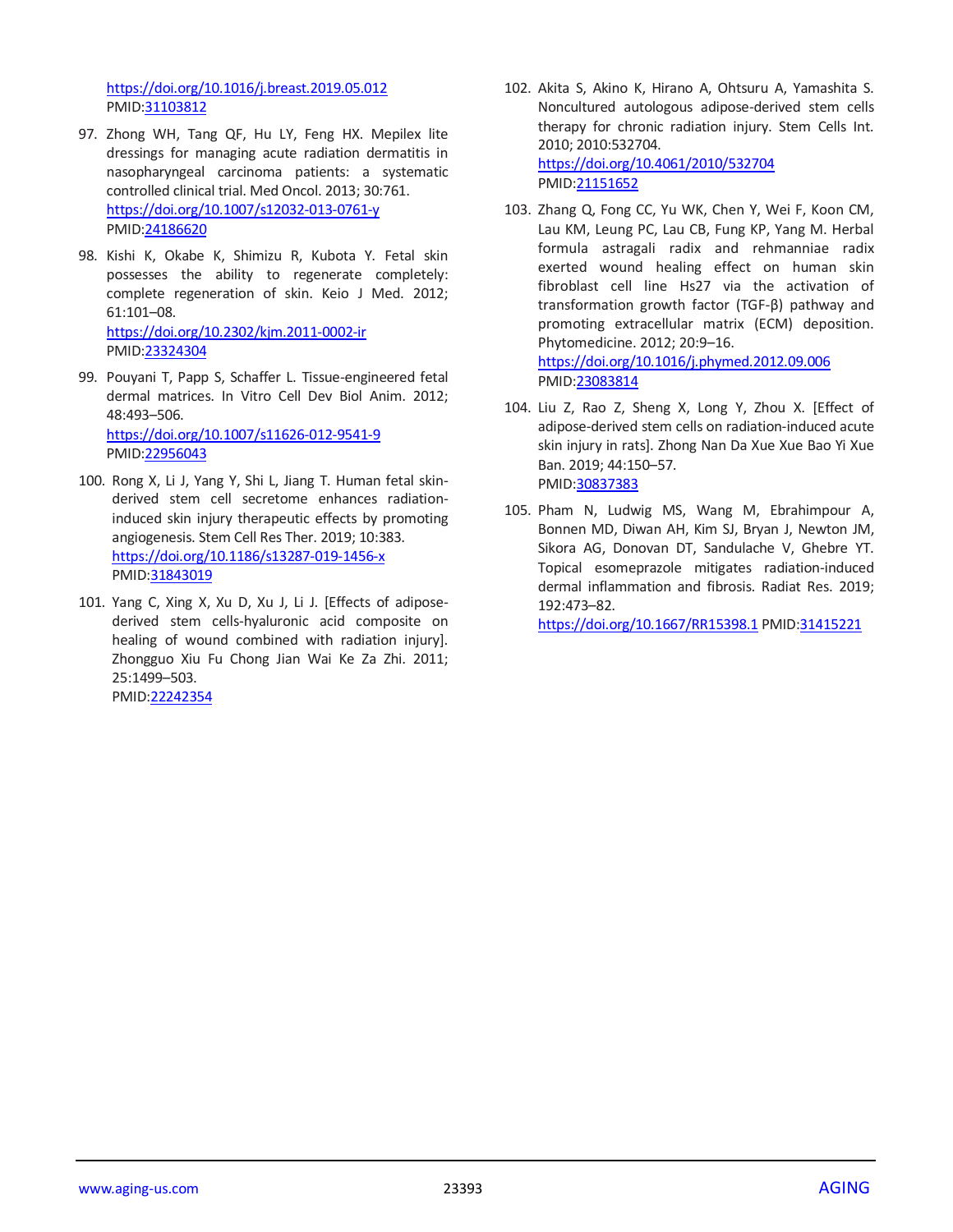https://doi.org/10.1016/j.breast.2019.05.012 PMID:31103812

97. Zhong WH, Tang QF, Hu LY, Feng HX. Mepilex lite dressings for managing acute radiation dermatitis in nasopharyngeal carcinoma patients: a systematic controlled clinical trial. Med Oncol. 2013; 30:761. https://doi.org/10.1007/s12032-013-0761-y PMID:24186620

98. Kishi K, Okabe K, Shimizu R, Kubota Y. Fetal skin possesses the ability to regenerate completely: complete regeneration of skin. Keio J Med. 2012; 61:101–08. https://doi.org/10.2302/kjm.2011-0002-ir PMID:23324304

99. Pouyani T, Papp S, Schaffer L. Tissue-engineered fetal dermal matrices. In Vitro Cell Dev Biol Anim. 2012; 48:493–506. https://doi.org/10.1007/s11626-012-9541-9 PMID:22956043

100. Rong X, Li J, Yang Y, Shi L, Jiang T. Human fetal skin-derived stem cell secretome enhances radiation-induced skin injury therapeutic effects by promoting angiogenesis. Stem Cell Res Ther. 2019; 10:383. https://doi.org/10.1186/s13287-019-1456-x PMID:31843019

101. Yang C, Xing X, Xu D, Xu J, Li J. [Effects of adipose-derived stem cells-hyaluronic acid composite on healing of wound combined with radiation injury]. Zhongguo Xiu Fu Chong Jian Wai Ke Za Zhi. 2011; 25:1499–503. PMID:22242354

102. Akita S, Akino K, Hirano A, Ohtsuru A, Yamashita S. Noncultured autologous adipose-derived stem cells therapy for chronic radiation injury. Stem Cells Int. 2010; 2010:532704. https://doi.org/10.4061/2010/532704 PMID:21151652

103. Zhang Q, Fong CC, Yu WK, Chen Y, Wei F, Koon CM, Lau KM, Leung PC, Lau CB, Fung KP, Yang M. Herbal formula astragali radix and rehmanniae radix exerted wound healing effect on human skin fibroblast cell line Hs27 via the activation of transformation growth factor (TGF-β) pathway and promoting extracellular matrix (ECM) deposition. Phytomedicine. 2012; 20:9–16. https://doi.org/10.1016/j.phymed.2012.09.006 PMID:23083814

104. Liu Z, Rao Z, Sheng X, Long Y, Zhou X. [Effect of adipose-derived stem cells on radiation-induced acute skin injury in rats]. Zhong Nan Da Xue Xue Bao Yi Xue Ban. 2019; 44:150–57. PMID:30837383

105. Pham N, Ludwig MS, Wang M, Ebrahimpour A, Bonnen MD, Diwan AH, Kim SJ, Bryan J, Newton JM, Sikora AG, Donovan DT, Sandulache V, Ghebre YT. Topical esomeprazole mitigates radiation-induced dermal inflammation and fibrosis. Radiat Res. 2019; 192:473–82. https://doi.org/10.1667/RR15398.1 PMID:31415221